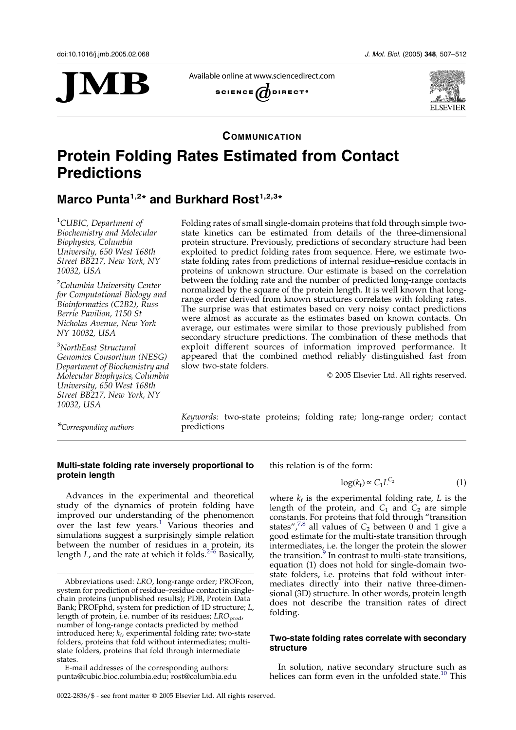COMMUNICATION

# Protein Folding Rates Estimated from Contact Predictions

## Marco Punta[1,2]* and Burkhard Rost[1,2,3]*

[1]*CUBIC, Department of Biochemistry and Molecular Biophysics, Columbia University, 650 West 168th Street BB217, New York, NY 10032, USA*

[2]*Columbia University Center for Computational Biology and Bioinformatics (C2B2), Russ Berrie Pavilion, 1150 St Nicholas Avenue, New York NY 10032, USA*

[3]*NorthEast Structural Genomics Consortium (NESG) Department of Biochemistry and Molecular Biophysics, Columbia University, 650 West 168th Street BB217, New York, NY 10032, USA*

*\*Corresponding authors*

Folding rates of small single-domain proteins that fold through simple two-state kinetics can be estimated from details of the three-dimensional protein structure. Previously, predictions of secondary structure had been exploited to predict folding rates from sequence. Here, we estimate two-state folding rates from predictions of internal residue–residue contacts in proteins of unknown structure. Our estimate is based on the correlation between the folding rate and the number of predicted long-range contacts normalized by the square of the protein length. It is well known that long-range order derived from known structures correlates with folding rates. The surprise was that estimates based on very noisy contact predictions were almost as accurate as the estimates based on known contacts. On average, our estimates were similar to those previously published from secondary structure predictions. The combination of these methods that exploit different sources of information improved performance. It appeared that the combined method reliably distinguished fast from slow two-state folders.

© 2005 Elsevier Ltd. All rights reserved.

*Keywords:* two-state proteins; folding rate; long-range order; contact predictions

### Multi-state folding rate inversely proportional to protein length

Advances in the experimental and theoretical study of the dynamics of protein folding have improved our understanding of the phenomenon over the last few years.[1] Various theories and simulations suggest a surprisingly simple relation between the number of residues in a protein, its length $L$, and the rate at which it folds.[2–6] Basically, this relation is of the form:

$$\log(k_f) \propto C_1 L^{C_2} \tag{1}$$

where $k_f$ is the experimental folding rate, $L$ is the length of the protein, and $C_1$ and $C_2$ are simple constants. For proteins that fold through "transition states",[7,8] all values of $C_2$ between 0 and 1 give a good estimate for the multi-state transition through intermediates, i.e. the longer the protein the slower the transition.[9] In contrast to multi-state transitions, equation (1) does not hold for single-domain two-state folders, i.e. proteins that fold without intermediates directly into their native three-dimensional (3D) structure. In other words, protein length does not describe the transition rates of direct folding.

### Two-state folding rates correlate with secondary structure

In solution, native secondary structure such as helices can form even in the unfolded state.[10] This

Abbreviations used: *LRO*, long-range order; PROFcon, system for prediction of residue–residue contact in single-chain proteins (unpublished results); PDB, Protein Data Bank; PROFphd, system for prediction of 1D structure; *L*, length of protein, i.e. number of its residues; $LRO_{pred}$, number of long-range contacts predicted by method introduced here; $k_f$, experimental folding rate; two-state folders, proteins that fold without intermediates; multi-state folders, proteins that fold through intermediate states.

E-mail addresses of the corresponding authors: punta@cubic.bioc.columbia.edu; rost@columbia.edu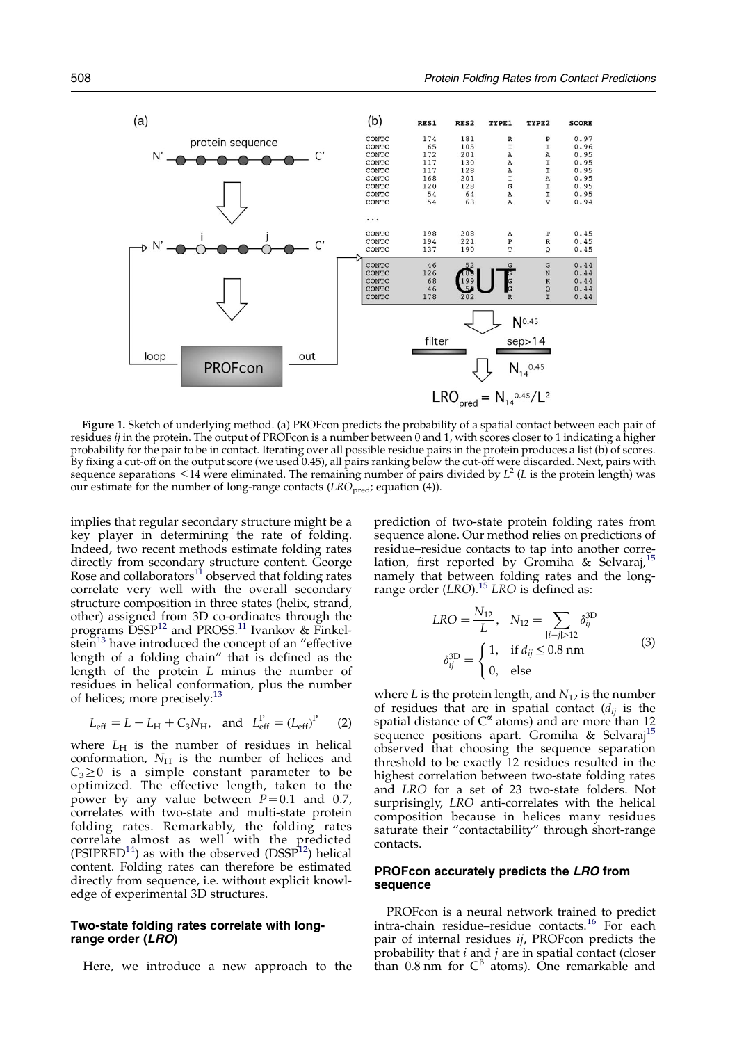(a)

protein sequence

N' C'

N' i j C'

loop PROFcon out

(b)

| RES1 | RES2 | TYPE1 | TYPE2 | SCORE |
|---|---|---|---|---|
| CONTC 174 | 181 | R | P | 0.97 |
| CONTC 65 | 105 | I | I | 0.96 |
| CONTC 172 | 201 | A | A | 0.95 |
| CONTC 117 | 130 | A | I | 0.95 |
| CONTC 117 | 128 | A | I | 0.95 |
| CONTC 168 | 201 | I | A | 0.95 |
| CONTC 120 | 128 | G | I | 0.95 |
| CONTC 54 | 64 | A | I | 0.95 |
| CONTC 54 | 63 | A | V | 0.94 |
| ... | | | | |
| CONTC 198 | 208 | A | T | 0.45 |
| CONTC 194 | 221 | P | R | 0.45 |
| CONTC 137 | 190 | T | Q | 0.45 |
| CONTC 46 | 52 | G | G | 0.44 |
| CONTC 126 | 188 | S | N | 0.44 |
| CONTC 68 | 199 | G | K | 0.44 |
| CONTC 46 | 5 | G | Q | 0.44 |
| CONTC 178 | 202 | R | I | 0.44 |

CUT

$N^{0.45}$

filter sep>14

$N_{14}^{0.45}$

$LRO_{pred} = N_{14}^{0.45}/L^2$

**Figure 1.** Sketch of underlying method. (a) PROFcon predicts the probability of a spatial contact between each pair of residues *ij* in the protein. The output of PROFcon is a number between 0 and 1, with scores closer to 1 indicating a higher probability for the pair to be in contact. Iterating over all possible residue pairs in the protein produces a list (b) of scores. By fixing a cut-off on the output score (we used 0.45), all pairs ranking below the cut-off were discarded. Next, pairs with sequence separations $\leq 14$ were eliminated. The remaining number of pairs divided by $L^2$ ($L$ is the protein length) was our estimate for the number of long-range contacts ($LRO_{pred}$; equation (4)).

implies that regular secondary structure might be a key player in determining the rate of folding. Indeed, two recent methods estimate folding rates directly from secondary structure content. George Rose and collaborators[11] observed that folding rates correlate very well with the overall secondary structure composition in three states (helix, strand, other) assigned from 3D co-ordinates through the programs DSSP[12] and PROSS.[11] Ivankov & Finkelstein[13] have introduced the concept of an "effective length of a folding chain" that is defined as the length of the protein $L$ minus the number of residues in helical conformation, plus the number of helices; more precisely:[13]

$$L_{\text{eff}} = L - L_{\text{H}} + C_3 N_{\text{H}}, \quad \text{and} \quad L_{\text{eff}}^{\text{P}} = (L_{\text{eff}})^{\text{P}} \qquad (2)$$

where $L_H$ is the number of residues in helical conformation, $N_H$ is the number of helices and $C_3 \geq 0$ is a simple constant parameter to be optimized. The effective length, taken to the power by any value between $P=0.1$ and 0.7, correlates with two-state and multi-state protein folding rates. Remarkably, the folding rates correlate almost as well with the predicted (PSIPRED[14]) as with the observed (DSSP[12]) helical content. Folding rates can therefore be estimated directly from sequence, i.e. without explicit knowledge of experimental 3D structures.

### Two-state folding rates correlate with long-range order (*LRO*)

Here, we introduce a new approach to the prediction of two-state protein folding rates from sequence alone. Our method relies on predictions of residue–residue contacts to tap into another correlation, first reported by Gromiha & Selvaraj,[15] namely that between folding rates and the long-range order (*LRO*).[15] *LRO* is defined as:

$$LRO = \frac{N_{12}}{L}, \quad N_{12} = \sum_{|i-j|>12} \delta_{ij}^{3\text{D}}$$
$$\delta_{ij}^{3\text{D}} = \begin{cases} 1, & \text{if } d_{ij} \leq 0.8\text{ nm} \\ 0, & \text{else} \end{cases} \qquad (3)$$

where $L$ is the protein length, and $N_{12}$ is the number of residues that are in spatial contact ($d_{ij}$ is the spatial distance of $C^{\alpha}$ atoms) and are more than 12 sequence positions apart. Gromiha & Selvaraj[15] observed that choosing the sequence separation threshold to be exactly 12 residues resulted in the highest correlation between two-state folding rates and *LRO* for a set of 23 two-state folders. Not surprisingly, *LRO* anti-correlates with the helical composition because in helices many residues saturate their "contactability" through short-range contacts.

### PROFcon accurately predicts the *LRO* from sequence

PROFcon is a neural network trained to predict intra-chain residue–residue contacts.[16] For each pair of internal residues *ij*, PROFcon predicts the probability that *i* and *j* are in spatial contact (closer than 0.8 nm for $C^{\beta}$ atoms). One remarkable and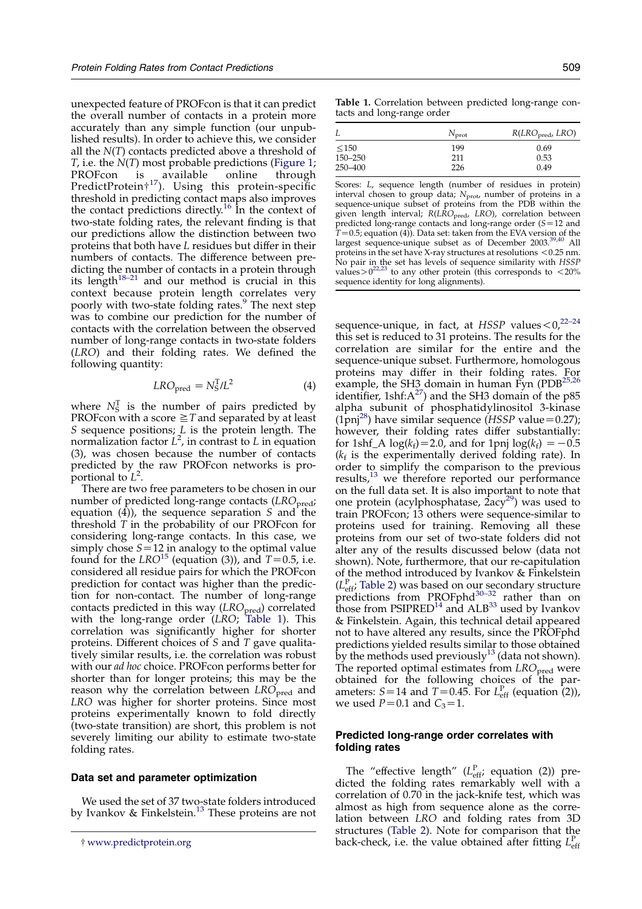unexpected feature of PROFcon is that it can predict the overall number of contacts in a protein more accurately than any simple function (our unpublished results). In order to achieve this, we consider all the $N(T)$ contacts predicted above a threshold of $T$, i.e. the $N(T)$ most probable predictions (Figure 1; PROFcon is available online through PredictProtein†[17]). Using this protein-specific threshold in predicting contact maps also improves the contact predictions directly.[16] In the context of two-state folding rates, the relevant finding is that our predictions allow the distinction between two proteins that both have $L$ residues but differ in their numbers of contacts. The difference between predicting the number of contacts in a protein through its length[18–21] and our method is crucial in this context because protein length correlates very poorly with two-state folding rates.[9] The next step was to combine our prediction for the number of contacts with the correlation between the observed number of long-range contacts in two-state folders (*LRO*) and their folding rates. We defined the following quantity:

$$LRO_{\text{pred}} = N_S^T / L^2 \quad (4)$$

where $N_S^T$ is the number of pairs predicted by PROFcon with a score $\geqq T$ and separated by at least $S$ sequence positions; $L$ is the protein length. The normalization factor $L^2$, in contrast to $L$ in equation (3), was chosen because the number of contacts predicted by the raw PROFcon networks is proportional to $L^2$.

There are two free parameters to be chosen in our number of predicted long-range contacts ($LRO_{\text{pred}}$; equation (4)), the sequence separation $S$ and the threshold $T$ in the probability of our PROFcon for considering long-range contacts. In this case, we simply chose $S=12$ in analogy to the optimal value found for the *LRO*[15] (equation (3)), and $T=0.5$, i.e. considered all residue pairs for which the PROFcon prediction for contact was higher than the prediction for non-contact. The number of long-range contacts predicted in this way ($LRO_{\text{pred}}$) correlated with the long-range order (*LRO*; Table 1). This correlation was significantly higher for shorter proteins. Different choices of $S$ and $T$ gave qualitatively similar results, i.e. the correlation was robust with our *ad hoc* choice. PROFcon performs better for shorter than for longer proteins; this may be the reason why the correlation between $LRO_{\text{pred}}$ and *LRO* was higher for shorter proteins. Since most proteins experimentally known to fold directly (two-state transition) are short, this problem is not severely limiting our ability to estimate two-state folding rates.

**Table 1.** Correlation between predicted long-range contacts and long-range order

| $L$ | $N_{\text{prot}}$ | $R(LRO_{\text{pred}}, LRO)$ |
|---|---|---|
| ≤150 | 199 | 0.69 |
| 150–250 | 211 | 0.53 |
| 250–400 | 226 | 0.49 |

Scores: $L$, sequence length (number of residues in protein) interval chosen to group data; $N_{\text{prot}}$, number of proteins in a sequence-unique subset of proteins from the PDB within the given length interval; $R(LRO_{\text{pred}}, LRO)$, correlation between predicted long-range contacts and long-range order ($S=12$ and $T=0.5$; equation (4)). Data set: taken from the EVA version of the largest sequence-unique subset as of December 2003.[39,40] All proteins in the set have X-ray structures at resolutions <0.25 nm. No pair in the set has levels of sequence similarity with *HSSP* values>0[22,23] to any other protein (this corresponds to <20% sequence identity for long alignments).

## Data set and parameter optimization

We used the set of 37 two-state folders introduced by Ivankov & Finkelstein.[13] These proteins are not sequence-unique, in fact, at *HSSP* values<0,[22–24] this set is reduced to 31 proteins. The results for the correlation are similar for the entire and the sequence-unique subset. Furthermore, homologous proteins may differ in their folding rates. For example, the SH3 domain in human Fyn (PDB[25,26] identifier, 1shf:A[27]) and the SH3 domain of the p85 alpha subunit of phosphatidylinositol 3-kinase (1pnj[28]) have similar sequence (*HSSP* value=0.27); however, their folding rates differ substantially: for 1shf_A $\log(k_f)=2.0$, and for 1pnj $\log(k_f)=-0.5$ ($k_f$ is the experimentally derived folding rate). In order to simplify the comparison to the previous results,[13] we therefore reported our performance on the full data set. It is also important to note that one protein (acylphosphatase, 2acy[29]) was used to train PROFcon; 13 others were sequence-similar to proteins used for training. Removing all these proteins from our set of two-state folders did not alter any of the results discussed below (data not shown). Note, furthermore, that our re-capitulation of the method introduced by Ivankov & Finkelstein ($L_{\text{eff}}^{\text{P}}$; Table 2) was based on our secondary structure predictions from PROFphd[30–32] rather than on those from PSIPRED[14] and ALB[33] used by Ivankov & Finkelstein. Again, this technical detail appeared not to have altered any results, since the PROFphd predictions yielded results similar to those obtained by the methods used previously[13] (data not shown). The reported optimal estimates from $LRO_{\text{pred}}$ were obtained for the following choices of the parameters: $S=14$ and $T=0.45$. For $L_{\text{eff}}^{\text{P}}$ (equation (2)), we used $P=0.1$ and $C_3=1$.

## Predicted long-range order correlates with folding rates

The "effective length" ($L_{\text{eff}}^{\text{P}}$; equation (2)) predicted the folding rates remarkably well with a correlation of 0.70 in the jack-knife test, which was almost as high from sequence alone as the correlation between *LRO* and folding rates from 3D structures (Table 2). Note for comparison that the back-check, i.e. the value obtained after fitting $L_{\text{eff}}^{\text{P}}$

† www.predictprotein.org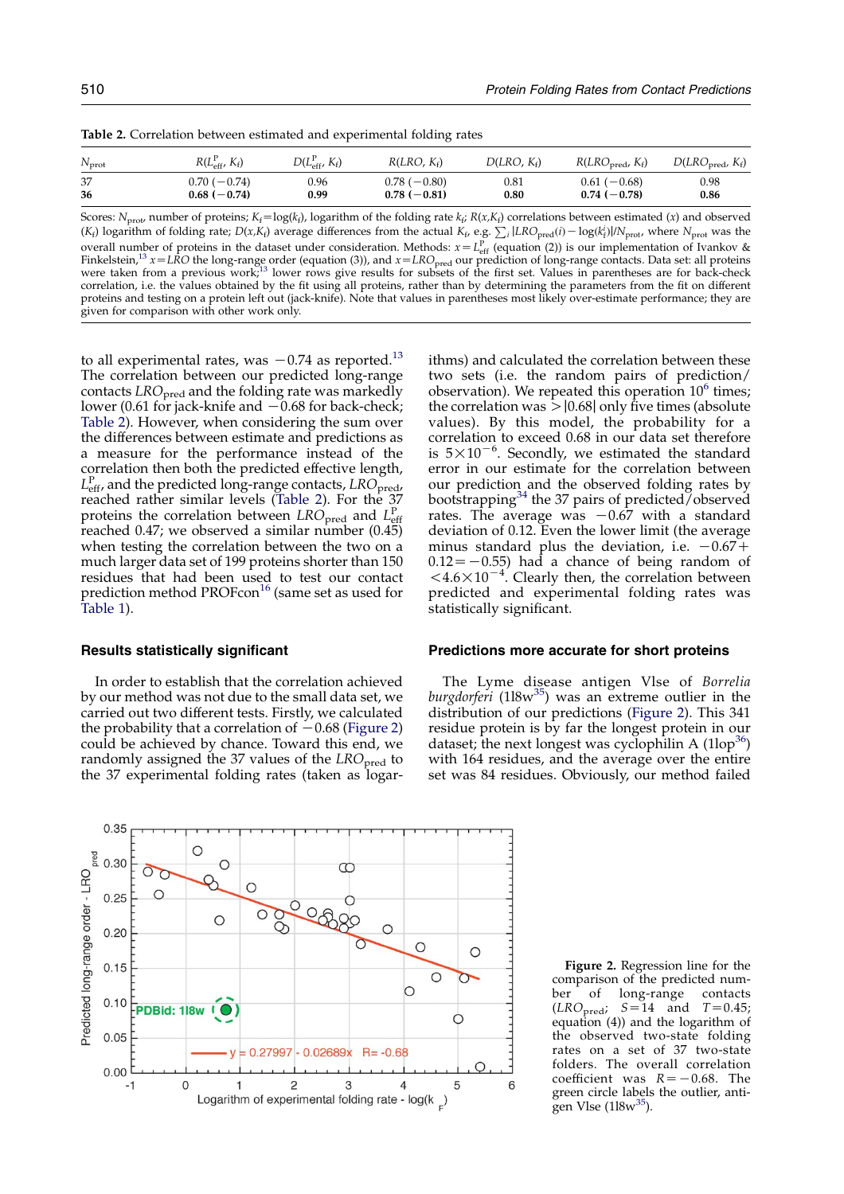**Table 2.** Correlation between estimated and experimental folding rates

| $N_{prot}$ | $R(L^P_{eff}, K_f)$ | $D(L^P_{eff}, K_f)$ | $R(LRO, K_f)$ | $D(LRO, K_f)$ | $R(LRO_{pred}, K_f)$ | $D(LRO_{pred}, K_f)$ |
|---|---|---|---|---|---|---|
| 37 | 0.70 (−0.74) | 0.96 | 0.78 (−0.80) | 0.81 | 0.61 (−0.68) | 0.98 |
| **36** | **0.68 (−0.74)** | **0.99** | **0.78 (−0.81)** | **0.80** | **0.74 (−0.78)** | **0.86** |

Scores: $N_{prot}$, number of proteins; $K_f=\log(k_f)$, logarithm of the folding rate $k_f$; $R(x,K_f)$ correlations between estimated ($x$) and observed ($K_f$) logarithm of folding rate; $D(x,K_f)$ average differences from the actual $K_f$, e.g. $\sum_i |LRO_{pred}(i)-\log(k^i_f)|/N_{prot}$, where $N_{prot}$ was the overall number of proteins in the dataset under consideration. Methods: $x=L^P_{eff}$ (equation (2)) is our implementation of Ivankov & Finkelstein,[13] $x=LRO$ the long-range order (equation (3)), and $x=LRO_{pred}$ our prediction of long-range contacts. Data set: all proteins were taken from a previous work;[13] lower rows give results for subsets of the first set. Values in parentheses are for back-check correlation, i.e. the values obtained by the fit using all proteins, rather than by determining the parameters from the fit on different proteins and testing on a protein left out (jack-knife). Note that values in parentheses most likely over-estimate performance; they are given for comparison with other work only.

to all experimental rates, was −0.74 as reported.[13] The correlation between our predicted long-range contacts $LRO_{pred}$ and the folding rate was markedly lower (0.61 for jack-knife and −0.68 for back-check; Table 2). However, when considering the sum over the differences between estimate and predictions as a measure for the performance instead of the correlation then both the predicted effective length, $L^P_{eff}$, and the predicted long-range contacts, $LRO_{pred}$, reached rather similar levels (Table 2). For the 37 proteins the correlation between $LRO_{pred}$ and $L^P_{eff}$ reached 0.47; we observed a similar number (0.45) when testing the correlation between the two on a much larger data set of 199 proteins shorter than 150 residues that had been used to test our contact prediction method PROFcon[16] (same set as used for Table 1).

### Results statistically significant

In order to establish that the correlation achieved by our method was not due to the small data set, we carried out two different tests. Firstly, we calculated the probability that a correlation of −0.68 (Figure 2) could be achieved by chance. Toward this end, we randomly assigned the 37 values of the $LRO_{pred}$ to the 37 experimental folding rates (taken as logarithms) and calculated the correlation between these two sets (i.e. the random pairs of prediction/observation). We repeated this operation $10^6$ times; the correlation was $>|0.68|$ only five times (absolute values). By this model, the probability for a correlation to exceed 0.68 in our data set therefore is $5\times10^{-6}$. Secondly, we estimated the standard error in our estimate for the correlation between our prediction and the observed folding rates by bootstrapping[34] the 37 pairs of predicted/observed rates. The average was −0.67 with a standard deviation of 0.12. Even the lower limit (the average minus standard plus the deviation, i.e. $-0.67+0.12=-0.55$) had a chance of being random of $<4.6\times10^{-4}$. Clearly then, the correlation between predicted and experimental folding rates was statistically significant.

### Predictions more accurate for short proteins

The Lyme disease antigen Vlse of *Borrelia burgdorferi* (1l8w[35]) was an extreme outlier in the distribution of our predictions (Figure 2). This 341 residue protein is by far the longest protein in our dataset; the next longest was cyclophilin A (1lop[36]) with 164 residues, and the average over the entire set was 84 residues. Obviously, our method failed

Predicted long-range order - $LRO_{pred}$

Logarithm of experimental folding rate - $\log(k_F)$

PDBid: 1l8w

y = 0.27997 - 0.02689x  R= -0.68

**Figure 2.** Regression line for the comparison of the predicted number of long-range contacts ($LRO_{pred}$; $S=14$ and $T=0.45$; equation (4)) and the logarithm of the observed two-state folding rates on a set of 37 two-state folders. The overall correlation coefficient was $R=-0.68$. The green circle labels the outlier, antigen Vlse (1l8w[35]).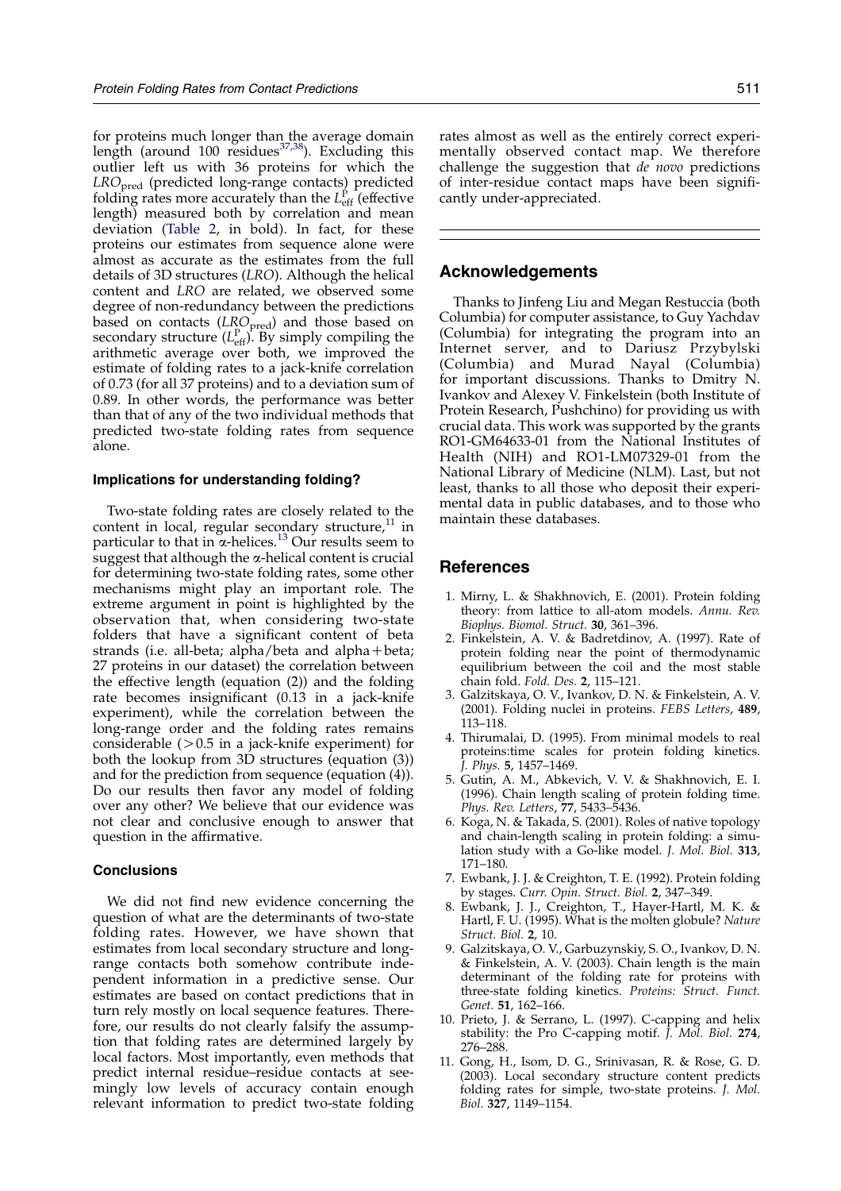for proteins much longer than the average domain length (around 100 residues[37,38]). Excluding this outlier left us with 36 proteins for which the $LRO_{\text{pred}}$ (predicted long-range contacts) predicted folding rates more accurately than the $L_{\text{eff}}^{\text{P}}$ (effective length) measured both by correlation and mean deviation (Table 2, in bold). In fact, for these proteins our estimates from sequence alone were almost as accurate as the estimates from the full details of 3D structures (*LRO*). Although the helical content and *LRO* are related, we observed some degree of non-redundancy between the predictions based on contacts ($LRO_{\text{pred}}$) and those based on secondary structure ($L_{\text{eff}}^{\text{P}}$). By simply compiling the arithmetic average over both, we improved the estimate of folding rates to a jack-knife correlation of 0.73 (for all 37 proteins) and to a deviation sum of 0.89. In other words, the performance was better than that of any of the two individual methods that predicted two-state folding rates from sequence alone.

### Implications for understanding folding?

Two-state folding rates are closely related to the content in local, regular secondary structure,[11] in particular to that in α-helices.[13] Our results seem to suggest that although the α-helical content is crucial for determining two-state folding rates, some other mechanisms might play an important role. The extreme argument in point is highlighted by the observation that, when considering two-state folders that have a significant content of beta strands (i.e. all-beta; alpha/beta and alpha+beta; 27 proteins in our dataset) the correlation between the effective length (equation (2)) and the folding rate becomes insignificant (0.13 in a jack-knife experiment), while the correlation between the long-range order and the folding rates remains considerable (>0.5 in a jack-knife experiment) for both the lookup from 3D structures (equation (3)) and for the prediction from sequence (equation (4)). Do our results then favor any model of folding over any other? We believe that our evidence was not clear and conclusive enough to answer that question in the affirmative.

### Conclusions

We did not find new evidence concerning the question of what are the determinants of two-state folding rates. However, we have shown that estimates from local secondary structure and long-range contacts both somehow contribute independent information in a predictive sense. Our estimates are based on contact predictions that in turn rely mostly on local sequence features. Therefore, our results do not clearly falsify the assumption that folding rates are determined largely by local factors. Most importantly, even methods that predict internal residue–residue contacts at seemingly low levels of accuracy contain enough relevant information to predict two-state folding rates almost as well as the entirely correct experimentally observed contact map. We therefore challenge the suggestion that *de novo* predictions of inter-residue contact maps have been significantly under-appreciated.

## Acknowledgements

Thanks to Jinfeng Liu and Megan Restuccia (both Columbia) for computer assistance, to Guy Yachdav (Columbia) for integrating the program into an Internet server, and to Dariusz Przybylski (Columbia) and Murad Nayal (Columbia) for important discussions. Thanks to Dmitry N. Ivankov and Alexey V. Finkelstein (both Institute of Protein Research, Pushchino) for providing us with crucial data. This work was supported by the grants RO1-GM64633-01 from the National Institutes of Health (NIH) and RO1-LM07329-01 from the National Library of Medicine (NLM). Last, but not least, thanks to all those who deposit their experimental data in public databases, and to those who maintain these databases.

## References

1. Mirny, L. & Shakhnovich, E. (2001). Protein folding theory: from lattice to all-atom models. *Annu. Rev. Biophys. Biomol. Struct.* **30**, 361–396.
2. Finkelstein, A. V. & Badretdinov, A. (1997). Rate of protein folding near the point of thermodynamic equilibrium between the coil and the most stable chain fold. *Fold. Des.* **2**, 115–121.
3. Galzitskaya, O. V., Ivankov, D. N. & Finkelstein, A. V. (2001). Folding nuclei in proteins. *FEBS Letters*, **489**, 113–118.
4. Thirumalai, D. (1995). From minimal models to real proteins:time scales for protein folding kinetics. *J. Phys.* **5**, 1457–1469.
5. Gutin, A. M., Abkevich, V. V. & Shakhnovich, E. I. (1996). Chain length scaling of protein folding time. *Phys. Rev. Letters*, **77**, 5433–5436.
6. Koga, N. & Takada, S. (2001). Roles of native topology and chain-length scaling in protein folding: a simulation study with a Go-like model. *J. Mol. Biol.* **313**, 171–180.
7. Ewbank, J. J. & Creighton, T. E. (1992). Protein folding by stages. *Curr. Opin. Struct. Biol.* **2**, 347–349.
8. Ewbank, J. J., Creighton, T., Hayer-Hartl, M. K. & Hartl, F. U. (1995). What is the molten globule? *Nature Struct. Biol.* **2**, 10.
9. Galzitskaya, O. V., Garbuzynskiy, S. O., Ivankov, D. N. & Finkelstein, A. V. (2003). Chain length is the main determinant of the folding rate for proteins with three-state folding kinetics. *Proteins: Struct. Funct. Genet.* **51**, 162–166.
10. Prieto, J. & Serrano, L. (1997). C-capping and helix stability: the Pro C-capping motif. *J. Mol. Biol.* **274**, 276–288.
11. Gong, H., Isom, D. G., Srinivasan, R. & Rose, G. D. (2003). Local secondary structure content predicts folding rates for simple, two-state proteins. *J. Mol. Biol.* **327**, 1149–1154.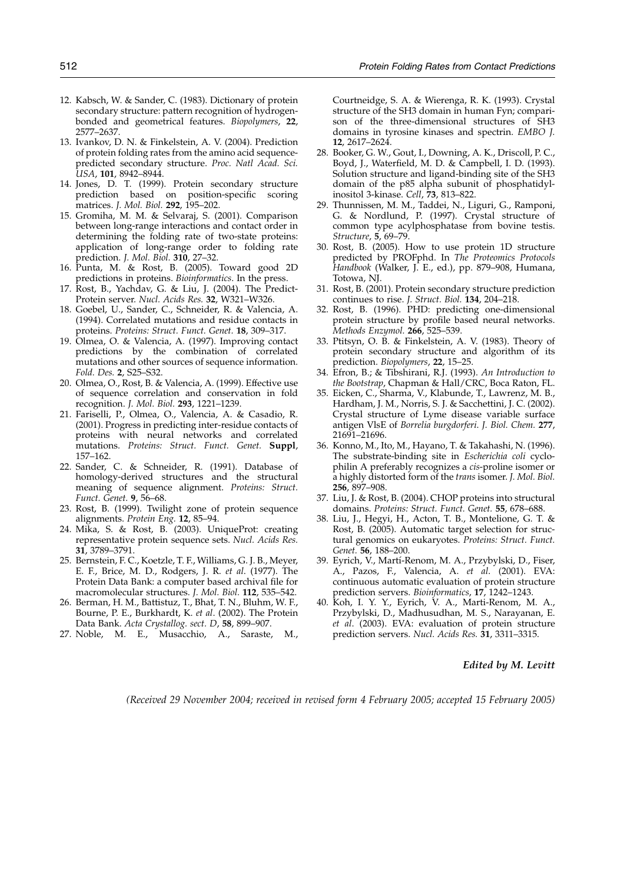12. Kabsch, W. & Sander, C. (1983). Dictionary of protein secondary structure: pattern recognition of hydrogen-bonded and geometrical features. *Biopolymers*, **22**, 2577–2637.
13. Ivankov, D. N. & Finkelstein, A. V. (2004). Prediction of protein folding rates from the amino acid sequence-predicted secondary structure. *Proc. Natl Acad. Sci. USA*, **101**, 8942–8944.
14. Jones, D. T. (1999). Protein secondary structure prediction based on position-specific scoring matrices. *J. Mol. Biol.* **292**, 195–202.
15. Gromiha, M. M. & Selvaraj, S. (2001). Comparison between long-range interactions and contact order in determining the folding rate of two-state proteins: application of long-range order to folding rate prediction. *J. Mol. Biol.* **310**, 27–32.
16. Punta, M. & Rost, B. (2005). Toward good 2D predictions in proteins. *Bioinformatics*. In the press.
17. Rost, B., Yachdav, G. & Liu, J. (2004). The PredictProtein server. *Nucl. Acids Res.* **32**, W321–W326.
18. Goebel, U., Sander, C., Schneider, R. & Valencia, A. (1994). Correlated mutations and residue contacts in proteins. *Proteins: Struct. Funct. Genet.* **18**, 309–317.
19. Olmea, O. & Valencia, A. (1997). Improving contact predictions by the combination of correlated mutations and other sources of sequence information. *Fold. Des.* **2**, S25–S32.
20. Olmea, O., Rost, B. & Valencia, A. (1999). Effective use of sequence correlation and conservation in fold recognition. *J. Mol. Biol.* **293**, 1221–1239.
21. Fariselli, P., Olmea, O., Valencia, A. & Casadio, R. (2001). Progress in predicting inter-residue contacts of proteins with neural networks and correlated mutations. *Proteins: Struct. Funct. Genet.* **Suppl**, 157–162.
22. Sander, C. & Schneider, R. (1991). Database of homology-derived structures and the structural meaning of sequence alignment. *Proteins: Struct. Funct. Genet.* **9**, 56–68.
23. Rost, B. (1999). Twilight zone of protein sequence alignments. *Protein Eng.* **12**, 85–94.
24. Mika, S. & Rost, B. (2003). UniqueProt: creating representative protein sequence sets. *Nucl. Acids Res.* **31**, 3789–3791.
25. Bernstein, F. C., Koetzle, T. F., Williams, G. J. B., Meyer, E. F., Brice, M. D., Rodgers, J. R. *et al*. (1977). The Protein Data Bank: a computer based archival file for macromolecular structures. *J. Mol. Biol.* **112**, 535–542.
26. Berman, H. M., Battistuz, T., Bhat, T. N., Bluhm, W. F., Bourne, P. E., Burkhardt, K. *et al*. (2002). The Protein Data Bank. *Acta Crystallog. sect. D*, **58**, 899–907.
27. Noble, M. E., Musacchio, A., Saraste, M., Courtneidge, S. A. & Wierenga, R. K. (1993). Crystal structure of the SH3 domain in human Fyn; comparison of the three-dimensional structures of SH3 domains in tyrosine kinases and spectrin. *EMBO J.* **12**, 2617–2624.
28. Booker, G. W., Gout, I., Downing, A. K., Driscoll, P. C., Boyd, J., Waterfield, M. D. & Campbell, I. D. (1993). Solution structure and ligand-binding site of the SH3 domain of the p85 alpha subunit of phosphatidylinositol 3-kinase. *Cell*, **73**, 813–822.
29. Thunnissen, M. M., Taddei, N., Liguri, G., Ramponi, G. & Nordlund, P. (1997). Crystal structure of common type acylphosphatase from bovine testis. *Structure*, **5**, 69–79.
30. Rost, B. (2005). How to use protein 1D structure predicted by PROFphd. In *The Proteomics Protocols Handbook* (Walker, J. E., ed.), pp. 879–908, Humana, Totowa, NJ.
31. Rost, B. (2001). Protein secondary structure prediction continues to rise. *J. Struct. Biol.* **134**, 204–218.
32. Rost, B. (1996). PHD: predicting one-dimensional protein structure by profile based neural networks. *Methods Enzymol.* **266**, 525–539.
33. Ptitsyn, O. B. & Finkelstein, A. V. (1983). Theory of protein secondary structure and algorithm of its prediction. *Biopolymers*, **22**, 15–25.
34. Efron, B.; & Tibshirani, R.J. (1993). *An Introduction to the Bootstrap*, Chapman & Hall/CRC, Boca Raton, FL.
35. Eicken, C., Sharma, V., Klabunde, T., Lawrenz, M. B., Hardham, J. M., Norris, S. J. & Sacchettini, J. C. (2002). Crystal structure of Lyme disease variable surface antigen VlsE of *Borrelia burgdorferi*. *J. Biol. Chem.* **277**, 21691–21696.
36. Konno, M., Ito, M., Hayano, T. & Takahashi, N. (1996). The substrate-binding site in *Escherichia coli* cyclophilin A preferably recognizes a *cis*-proline isomer or a highly distorted form of the *trans* isomer. *J. Mol. Biol.* **256**, 897–908.
37. Liu, J. & Rost, B. (2004). CHOP proteins into structural domains. *Proteins: Struct. Funct. Genet.* **55**, 678–688.
38. Liu, J., Hegyi, H., Acton, T. B., Montelione, G. T. & Rost, B. (2005). Automatic target selection for structural genomics on eukaryotes. *Proteins: Struct. Funct. Genet.* **56**, 188–200.
39. Eyrich, V., Martí-Renom, M. A., Przybylski, D., Fiser, A., Pazos, F., Valencia, A. *et al*. (2001). EVA: continuous automatic evaluation of protein structure prediction servers. *Bioinformatics*, **17**, 1242–1243.
40. Koh, I. Y. Y., Eyrich, V. A., Marti-Renom, M. A., Przybylski, D., Madhusudhan, M. S., Narayanan, E. *et al*. (2003). EVA: evaluation of protein structure prediction servers. *Nucl. Acids Res.* **31**, 3311–3315.

***Edited by M. Levitt***

*(Received 29 November 2004; received in revised form 4 February 2005; accepted 15 February 2005)*